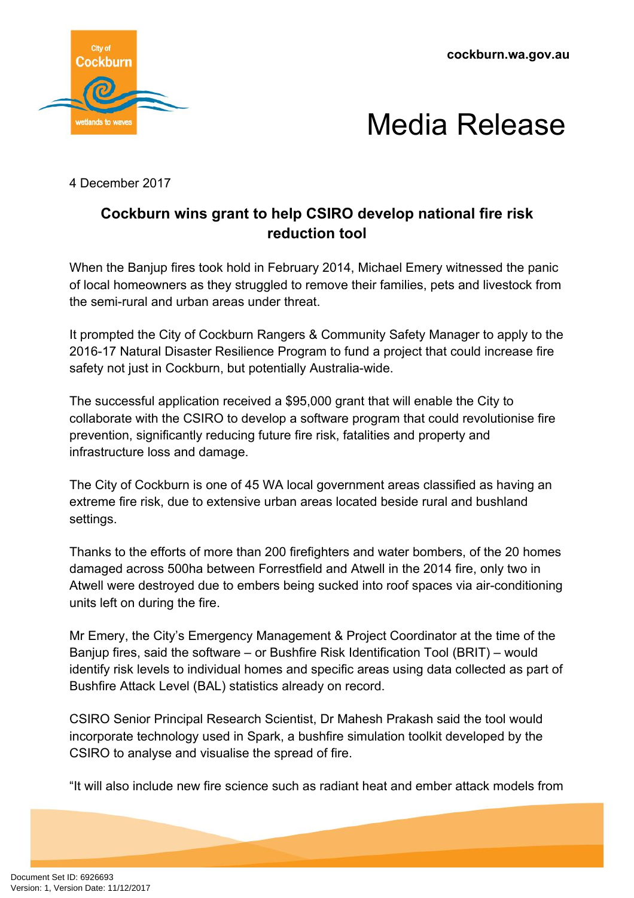cockburn.wa.gov.au

# Media Release

4 December 2017

## Cockburn wins grant to help CSIRO develop national fire risk reduction tool

When the Banjup fires took hold in February 2014, Michael Emery witnessed the panic of local homeowners as they struggled to remove their families, pets and livestock from the semi-rural and urban areas under threat.

It prompted the City of Cockburn Rangers & Community Safety Manager to apply to the 2016-17 Natural Disaster Resilience Program to fund a project that could increase fire safety not just in Cockburn, but potentially Australia-wide.

The successful application received a $95,000 grant that will enable the City to collaborate with the CSIRO to develop a software program that could revolutionise fire prevention, significantly reducing future fire risk, fatalities and property and infrastructure loss and damage.

The City of Cockburn is one of 45 WA local government areas classified as having an extreme fire risk, due to extensive urban areas located beside rural and bushland settings.

Thanks to the efforts of more than 200 firefighters and water bombers, of the 20 homes damaged across 500ha between Forrestfield and Atwell in the 2014 fire, only two in Atwell were destroyed due to embers being sucked into roof spaces via air-conditioning units left on during the fire.

Mr Emery, the City's Emergency Management & Project Coordinator at the time of the Banjup fires, said the software – or Bushfire Risk Identification Tool (BRIT) – would identify risk levels to individual homes and specific areas using data collected as part of Bushfire Attack Level (BAL) statistics already on record.

CSIRO Senior Principal Research Scientist, Dr Mahesh Prakash said the tool would incorporate technology used in Spark, a bushfire simulation toolkit developed by the CSIRO to analyse and visualise the spread of fire.

"It will also include new fire science such as radiant heat and ember attack models from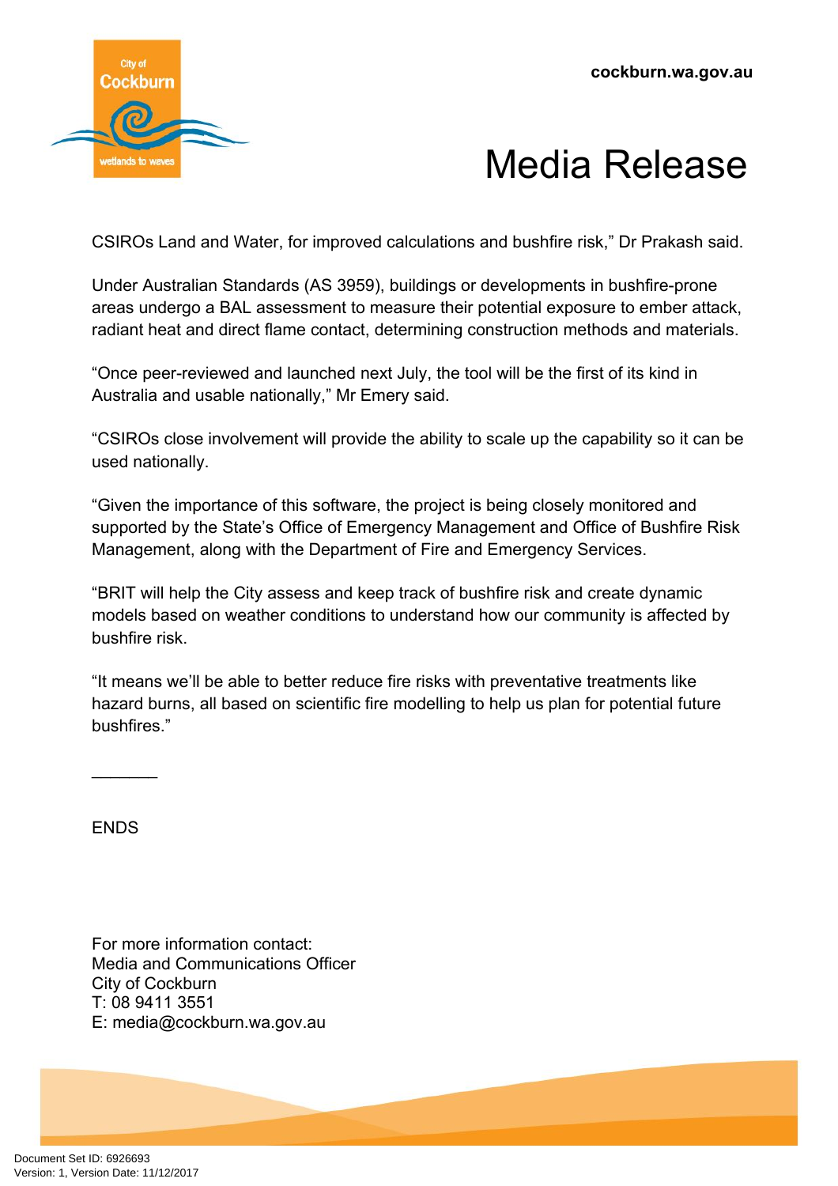CSIROs Land and Water, for improved calculations and bushfire risk," Dr Prakash said.

Under Australian Standards (AS 3959), buildings or developments in bushfire-prone areas undergo a BAL assessment to measure their potential exposure to ember attack, radiant heat and direct flame contact, determining construction methods and materials.

"Once peer-reviewed and launched next July, the tool will be the first of its kind in Australia and usable nationally," Mr Emery said.

"CSIROs close involvement will provide the ability to scale up the capability so it can be used nationally.

"Given the importance of this software, the project is being closely monitored and supported by the State's Office of Emergency Management and Office of Bushfire Risk Management, along with the Department of Fire and Emergency Services.

"BRIT will help the City assess and keep track of bushfire risk and create dynamic models based on weather conditions to understand how our community is affected by bushfire risk.

"It means we'll be able to better reduce fire risks with preventative treatments like hazard burns, all based on scientific fire modelling to help us plan for potential future bushfires."

_______

ENDS

For more information contact:
Media and Communications Officer
City of Cockburn
T: 08 9411 3551
E: media@cockburn.wa.gov.au